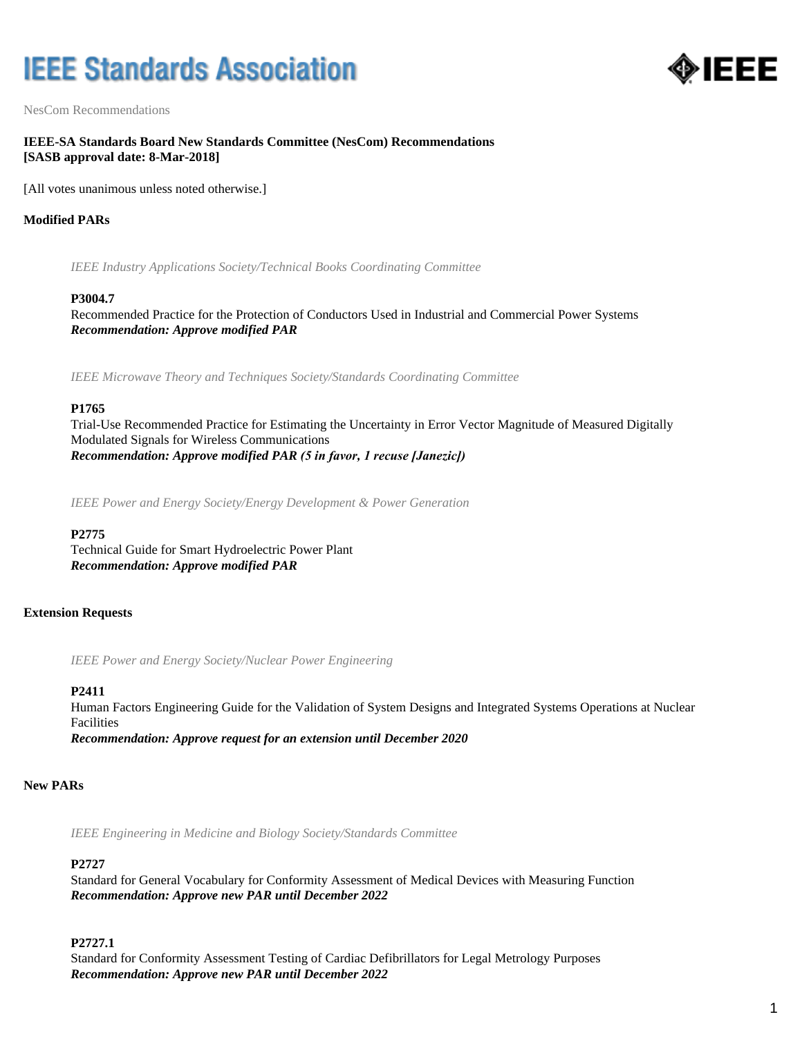# IEEE Standards Association

NesCom Recommendations

**IEEE-SA Standards Board New Standards Committee (NesCom) Recommendations**
**[SASB approval date: 8-Mar-2018]**

[All votes unanimous unless noted otherwise.]

**Modified PARs**

*IEEE Industry Applications Society/Technical Books Coordinating Committee*

**P3004.7**
Recommended Practice for the Protection of Conductors Used in Industrial and Commercial Power Systems
***Recommendation: Approve modified PAR***

*IEEE Microwave Theory and Techniques Society/Standards Coordinating Committee*

**P1765**
Trial-Use Recommended Practice for Estimating the Uncertainty in Error Vector Magnitude of Measured Digitally Modulated Signals for Wireless Communications
***Recommendation: Approve modified PAR (5 in favor, 1 recuse [Janezic])***

*IEEE Power and Energy Society/Energy Development & Power Generation*

**P2775**
Technical Guide for Smart Hydroelectric Power Plant
***Recommendation: Approve modified PAR***

**Extension Requests**

*IEEE Power and Energy Society/Nuclear Power Engineering*

**P2411**
Human Factors Engineering Guide for the Validation of System Designs and Integrated Systems Operations at Nuclear Facilities
***Recommendation: Approve request for an extension until December 2020***

**New PARs**

*IEEE Engineering in Medicine and Biology Society/Standards Committee*

**P2727**
Standard for General Vocabulary for Conformity Assessment of Medical Devices with Measuring Function
***Recommendation: Approve new PAR until December 2022***

**P2727.1**
Standard for Conformity Assessment Testing of Cardiac Defibrillators for Legal Metrology Purposes
***Recommendation: Approve new PAR until December 2022***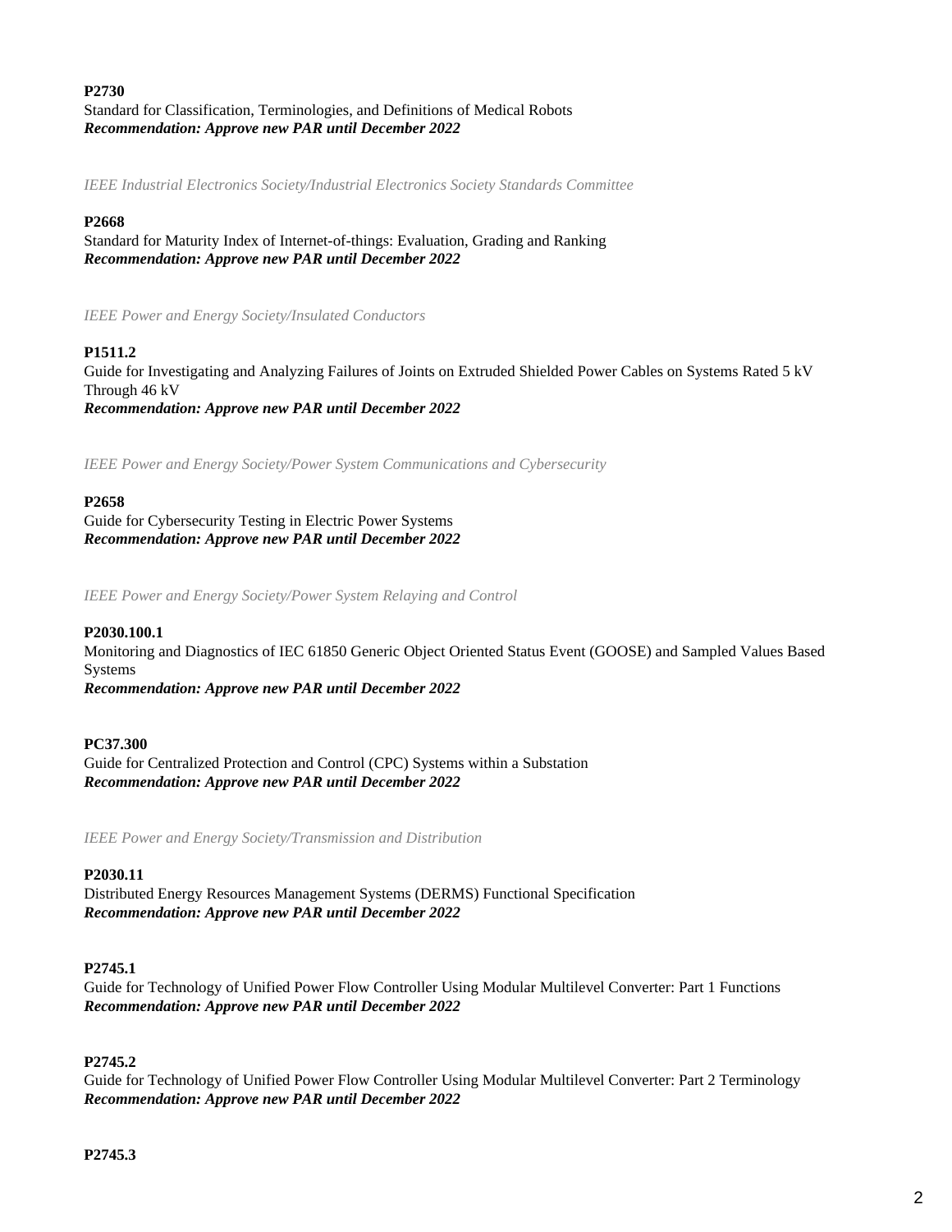**P2730**
Standard for Classification, Terminologies, and Definitions of Medical Robots
***Recommendation: Approve new PAR until December 2022***

*IEEE Industrial Electronics Society/Industrial Electronics Society Standards Committee*

**P2668**
Standard for Maturity Index of Internet-of-things: Evaluation, Grading and Ranking
***Recommendation: Approve new PAR until December 2022***

*IEEE Power and Energy Society/Insulated Conductors*

**P1511.2**
Guide for Investigating and Analyzing Failures of Joints on Extruded Shielded Power Cables on Systems Rated 5 kV Through 46 kV
***Recommendation: Approve new PAR until December 2022***

*IEEE Power and Energy Society/Power System Communications and Cybersecurity*

**P2658**
Guide for Cybersecurity Testing in Electric Power Systems
***Recommendation: Approve new PAR until December 2022***

*IEEE Power and Energy Society/Power System Relaying and Control*

**P2030.100.1**
Monitoring and Diagnostics of IEC 61850 Generic Object Oriented Status Event (GOOSE) and Sampled Values Based Systems
***Recommendation: Approve new PAR until December 2022***

**PC37.300**
Guide for Centralized Protection and Control (CPC) Systems within a Substation
***Recommendation: Approve new PAR until December 2022***

*IEEE Power and Energy Society/Transmission and Distribution*

**P2030.11**
Distributed Energy Resources Management Systems (DERMS) Functional Specification
***Recommendation: Approve new PAR until December 2022***

**P2745.1**
Guide for Technology of Unified Power Flow Controller Using Modular Multilevel Converter: Part 1 Functions
***Recommendation: Approve new PAR until December 2022***

**P2745.2**
Guide for Technology of Unified Power Flow Controller Using Modular Multilevel Converter: Part 2 Terminology
***Recommendation: Approve new PAR until December 2022***

**P2745.3**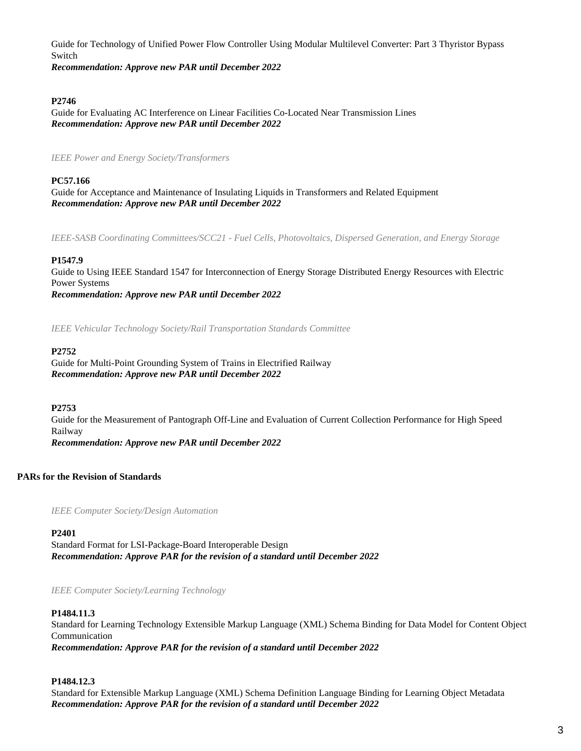Guide for Technology of Unified Power Flow Controller Using Modular Multilevel Converter: Part 3 Thyristor Bypass Switch
***Recommendation: Approve new PAR until December 2022***

**P2746**
Guide for Evaluating AC Interference on Linear Facilities Co-Located Near Transmission Lines
***Recommendation: Approve new PAR until December 2022***

*IEEE Power and Energy Society/Transformers*

**PC57.166**
Guide for Acceptance and Maintenance of Insulating Liquids in Transformers and Related Equipment
***Recommendation: Approve new PAR until December 2022***

*IEEE-SASB Coordinating Committees/SCC21 - Fuel Cells, Photovoltaics, Dispersed Generation, and Energy Storage*

**P1547.9**
Guide to Using IEEE Standard 1547 for Interconnection of Energy Storage Distributed Energy Resources with Electric Power Systems
***Recommendation: Approve new PAR until December 2022***

*IEEE Vehicular Technology Society/Rail Transportation Standards Committee*

**P2752**
Guide for Multi-Point Grounding System of Trains in Electrified Railway
***Recommendation: Approve new PAR until December 2022***

**P2753**
Guide for the Measurement of Pantograph Off-Line and Evaluation of Current Collection Performance for High Speed Railway
***Recommendation: Approve new PAR until December 2022***

## PARs for the Revision of Standards

*IEEE Computer Society/Design Automation*

**P2401**
Standard Format for LSI-Package-Board Interoperable Design
***Recommendation: Approve PAR for the revision of a standard until December 2022***

*IEEE Computer Society/Learning Technology*

**P1484.11.3**
Standard for Learning Technology Extensible Markup Language (XML) Schema Binding for Data Model for Content Object Communication
***Recommendation: Approve PAR for the revision of a standard until December 2022***

**P1484.12.3**
Standard for Extensible Markup Language (XML) Schema Definition Language Binding for Learning Object Metadata
***Recommendation: Approve PAR for the revision of a standard until December 2022***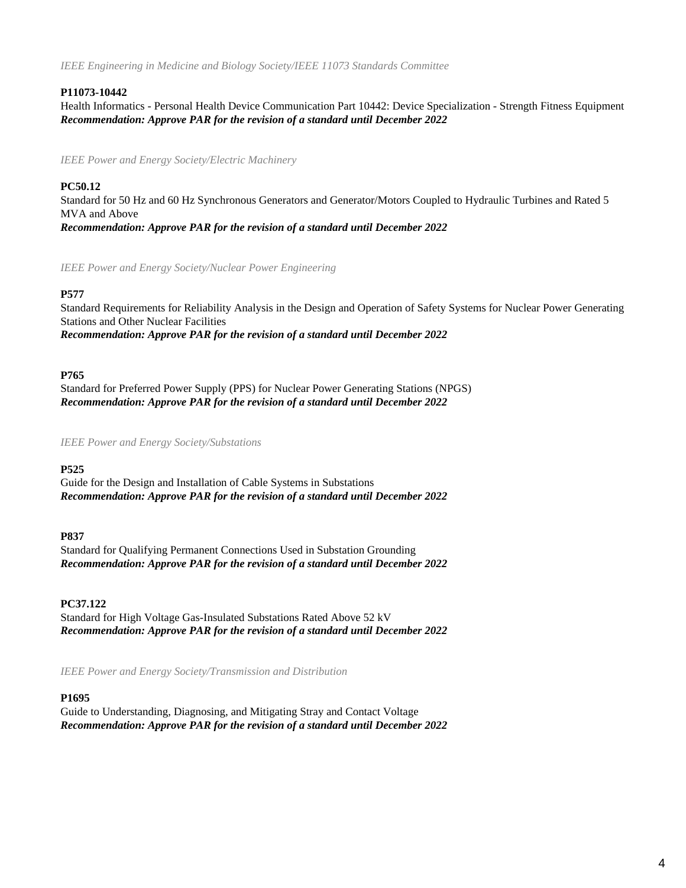*IEEE Engineering in Medicine and Biology Society/IEEE 11073 Standards Committee*

**P11073-10442**
Health Informatics - Personal Health Device Communication Part 10442: Device Specialization - Strength Fitness Equipment
***Recommendation: Approve PAR for the revision of a standard until December 2022***

*IEEE Power and Energy Society/Electric Machinery*

**PC50.12**
Standard for 50 Hz and 60 Hz Synchronous Generators and Generator/Motors Coupled to Hydraulic Turbines and Rated 5 MVA and Above
***Recommendation: Approve PAR for the revision of a standard until December 2022***

*IEEE Power and Energy Society/Nuclear Power Engineering*

**P577**
Standard Requirements for Reliability Analysis in the Design and Operation of Safety Systems for Nuclear Power Generating Stations and Other Nuclear Facilities
***Recommendation: Approve PAR for the revision of a standard until December 2022***

**P765**
Standard for Preferred Power Supply (PPS) for Nuclear Power Generating Stations (NPGS)
***Recommendation: Approve PAR for the revision of a standard until December 2022***

*IEEE Power and Energy Society/Substations*

**P525**
Guide for the Design and Installation of Cable Systems in Substations
***Recommendation: Approve PAR for the revision of a standard until December 2022***

**P837**
Standard for Qualifying Permanent Connections Used in Substation Grounding
***Recommendation: Approve PAR for the revision of a standard until December 2022***

**PC37.122**
Standard for High Voltage Gas-Insulated Substations Rated Above 52 kV
***Recommendation: Approve PAR for the revision of a standard until December 2022***

*IEEE Power and Energy Society/Transmission and Distribution*

**P1695**
Guide to Understanding, Diagnosing, and Mitigating Stray and Contact Voltage
***Recommendation: Approve PAR for the revision of a standard until December 2022***